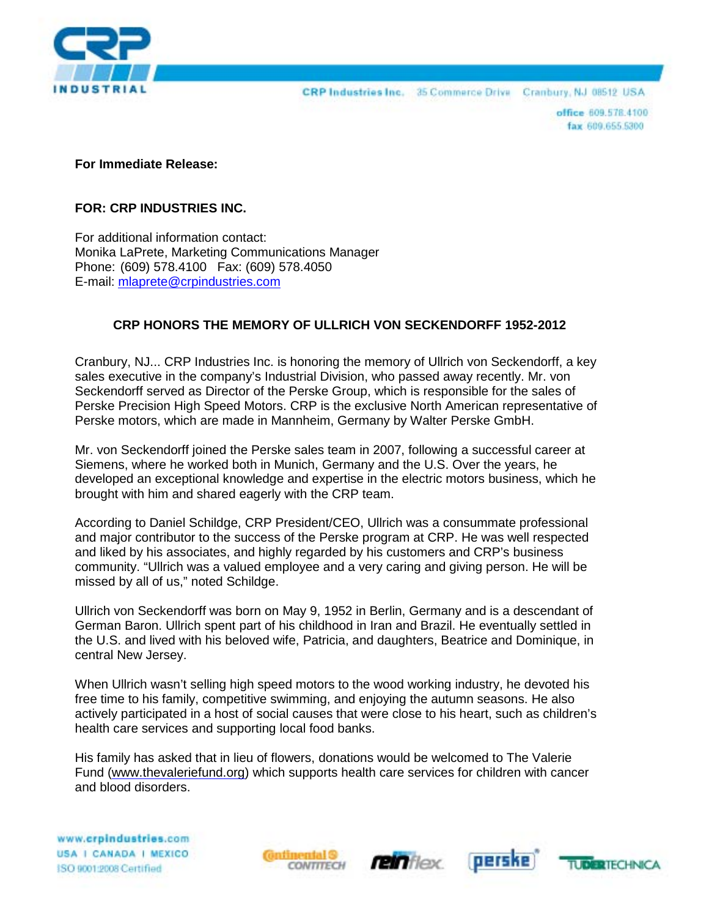CRP Industries Inc. 35 Commerce Drive Cranbury, NJ 08512 USA
office 609.578.4100
fax 609.655.5300

**For Immediate Release:**

**FOR: CRP INDUSTRIES INC.**

For additional information contact:
Monika LaPrete, Marketing Communications Manager
Phone: (609) 578.4100 Fax: (609) 578.4050
E-mail: mlaprete@crpindustries.com

## CRP HONORS THE MEMORY OF ULLRICH VON SECKENDORFF 1952-2012

Cranbury, NJ... CRP Industries Inc. is honoring the memory of Ullrich von Seckendorff, a key sales executive in the company's Industrial Division, who passed away recently. Mr. von Seckendorff served as Director of the Perske Group, which is responsible for the sales of Perske Precision High Speed Motors. CRP is the exclusive North American representative of Perske motors, which are made in Mannheim, Germany by Walter Perske GmbH.

Mr. von Seckendorff joined the Perske sales team in 2007, following a successful career at Siemens, where he worked both in Munich, Germany and the U.S. Over the years, he developed an exceptional knowledge and expertise in the electric motors business, which he brought with him and shared eagerly with the CRP team.

According to Daniel Schildge, CRP President/CEO, Ullrich was a consummate professional and major contributor to the success of the Perske program at CRP. He was well respected and liked by his associates, and highly regarded by his customers and CRP's business community. "Ullrich was a valued employee and a very caring and giving person. He will be missed by all of us," noted Schildge.

Ullrich von Seckendorff was born on May 9, 1952 in Berlin, Germany and is a descendant of German Baron. Ullrich spent part of his childhood in Iran and Brazil. He eventually settled in the U.S. and lived with his beloved wife, Patricia, and daughters, Beatrice and Dominique, in central New Jersey.

When Ullrich wasn't selling high speed motors to the wood working industry, he devoted his free time to his family, competitive swimming, and enjoying the autumn seasons. He also actively participated in a host of social causes that were close to his heart, such as children's health care services and supporting local food banks.

His family has asked that in lieu of flowers, donations would be welcomed to The Valerie Fund (www.thevaleriefund.org) which supports health care services for children with cancer and blood disorders.

www.crpindustries.com
USA | CANADA | MEXICO
ISO 9001:2008 Certified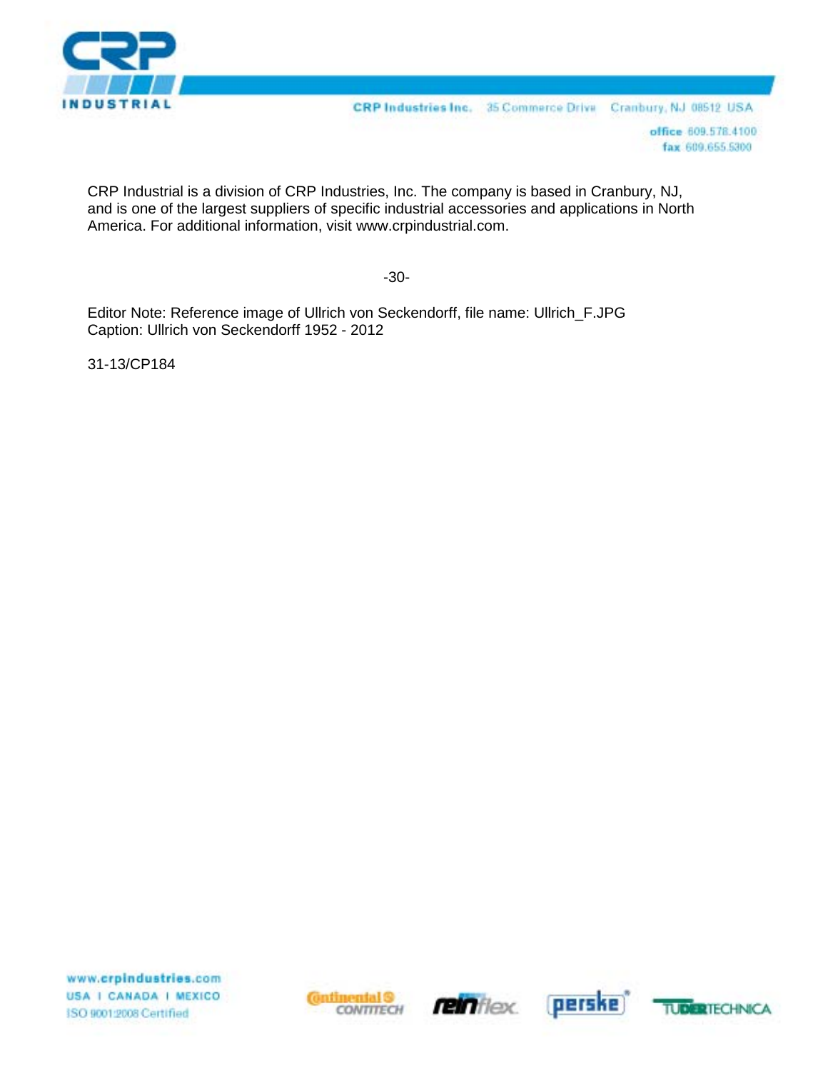CRP Industrial is a division of CRP Industries, Inc. The company is based in Cranbury, NJ, and is one of the largest suppliers of specific industrial accessories and applications in North America. For additional information, visit www.crpindustrial.com.

-30-

Editor Note: Reference image of Ullrich von Seckendorff, file name: Ullrich_F.JPG
Caption: Ullrich von Seckendorff 1952 - 2012

31-13/CP184